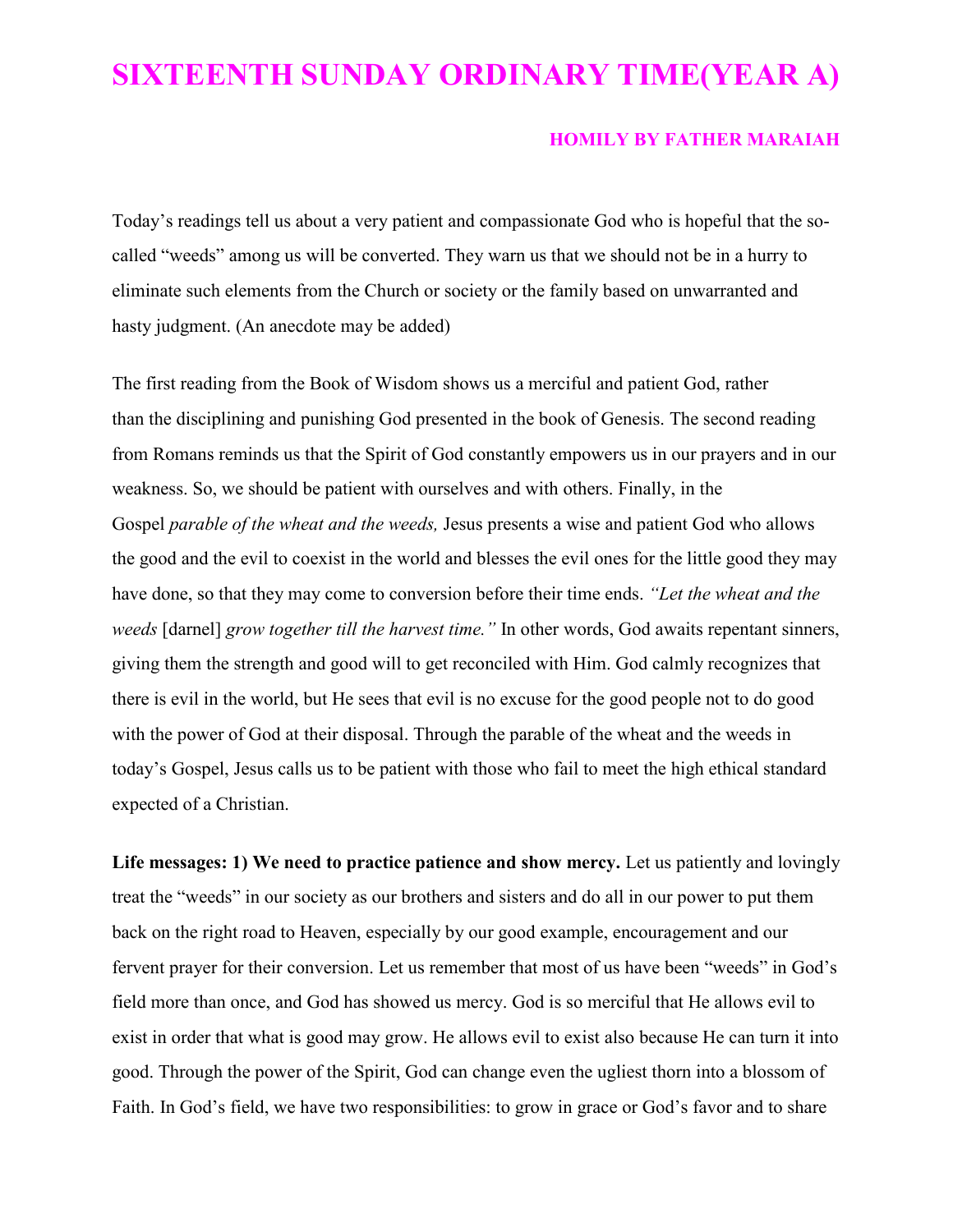# SIXTEENTH SUNDAY ORDINARY TIME(YEAR A)

### HOMILY BY FATHER MARAIAH

Today's readings tell us about a very patient and compassionate God who is hopeful that the so-called "weeds" among us will be converted. They warn us that we should not be in a hurry to eliminate such elements from the Church or society or the family based on unwarranted and hasty judgment. (An anecdote may be added)

The first reading from the Book of Wisdom shows us a merciful and patient God, rather than the disciplining and punishing God presented in the book of Genesis. The second reading from Romans reminds us that the Spirit of God constantly empowers us in our prayers and in our weakness. So, we should be patient with ourselves and with others. Finally, in the Gospel *parable of the wheat and the weeds,* Jesus presents a wise and patient God who allows the good and the evil to coexist in the world and blesses the evil ones for the little good they may have done, so that they may come to conversion before their time ends. *"Let the wheat and the weeds* [darnel] *grow together till the harvest time."* In other words, God awaits repentant sinners, giving them the strength and good will to get reconciled with Him. God calmly recognizes that there is evil in the world, but He sees that evil is no excuse for the good people not to do good with the power of God at their disposal. Through the parable of the wheat and the weeds in today's Gospel, Jesus calls us to be patient with those who fail to meet the high ethical standard expected of a Christian.

**Life messages: 1) We need to practice patience and show mercy.** Let us patiently and lovingly treat the "weeds" in our society as our brothers and sisters and do all in our power to put them back on the right road to Heaven, especially by our good example, encouragement and our fervent prayer for their conversion. Let us remember that most of us have been "weeds" in God's field more than once, and God has showed us mercy. God is so merciful that He allows evil to exist in order that what is good may grow. He allows evil to exist also because He can turn it into good. Through the power of the Spirit, God can change even the ugliest thorn into a blossom of Faith. In God's field, we have two responsibilities: to grow in grace or God's favor and to share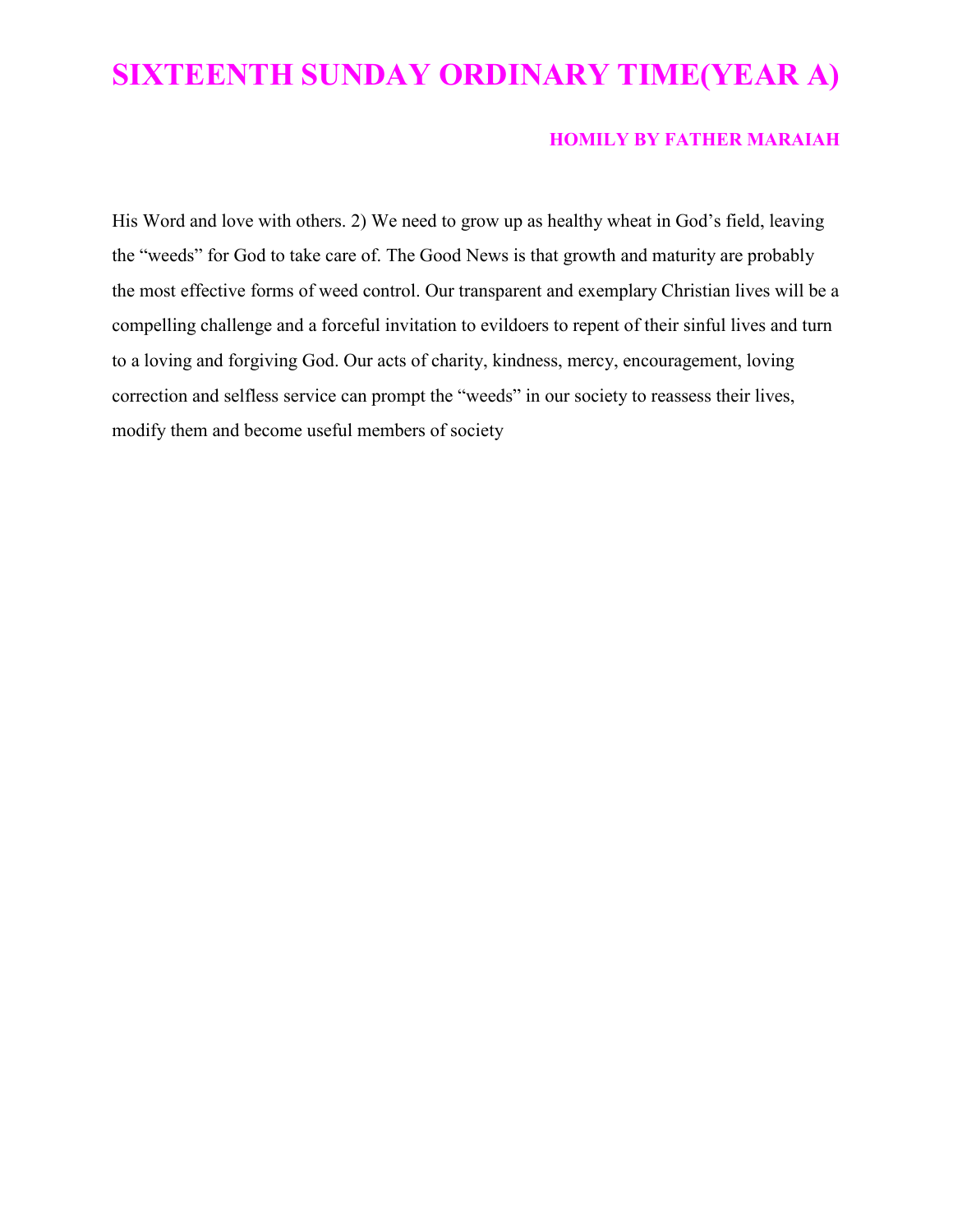His Word and love with others. 2) We need to grow up as healthy wheat in God's field, leaving the "weeds" for God to take care of. The Good News is that growth and maturity are probably the most effective forms of weed control. Our transparent and exemplary Christian lives will be a compelling challenge and a forceful invitation to evildoers to repent of their sinful lives and turn to a loving and forgiving God. Our acts of charity, kindness, mercy, encouragement, loving correction and selfless service can prompt the "weeds" in our society to reassess their lives, modify them and become useful members of society